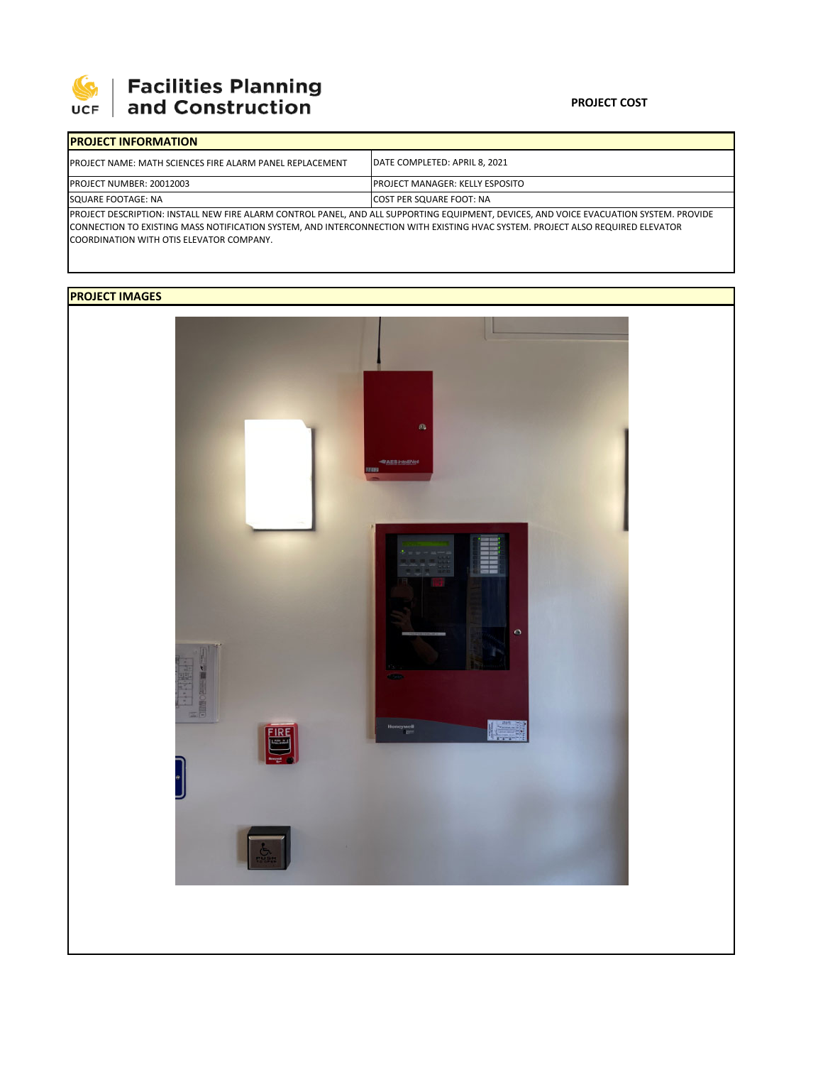UCF | Facilities Planning and Construction

**PROJECT COST**

| PROJECT INFORMATION | |
|---|---|
| PROJECT NAME: MATH SCIENCES FIRE ALARM PANEL REPLACEMENT | DATE COMPLETED: APRIL 8, 2021 |
| PROJECT NUMBER: 20012003 | PROJECT MANAGER: KELLY ESPOSITO |
| SQUARE FOOTAGE: NA | COST PER SQUARE FOOT: NA |

PROJECT DESCRIPTION: INSTALL NEW FIRE ALARM CONTROL PANEL, AND ALL SUPPORTING EQUIPMENT, DEVICES, AND VOICE EVACUATION SYSTEM. PROVIDE CONNECTION TO EXISTING MASS NOTIFICATION SYSTEM, AND INTERCONNECTION WITH EXISTING HVAC SYSTEM. PROJECT ALSO REQUIRED ELEVATOR COORDINATION WITH OTIS ELEVATOR COMPANY.

**PROJECT IMAGES**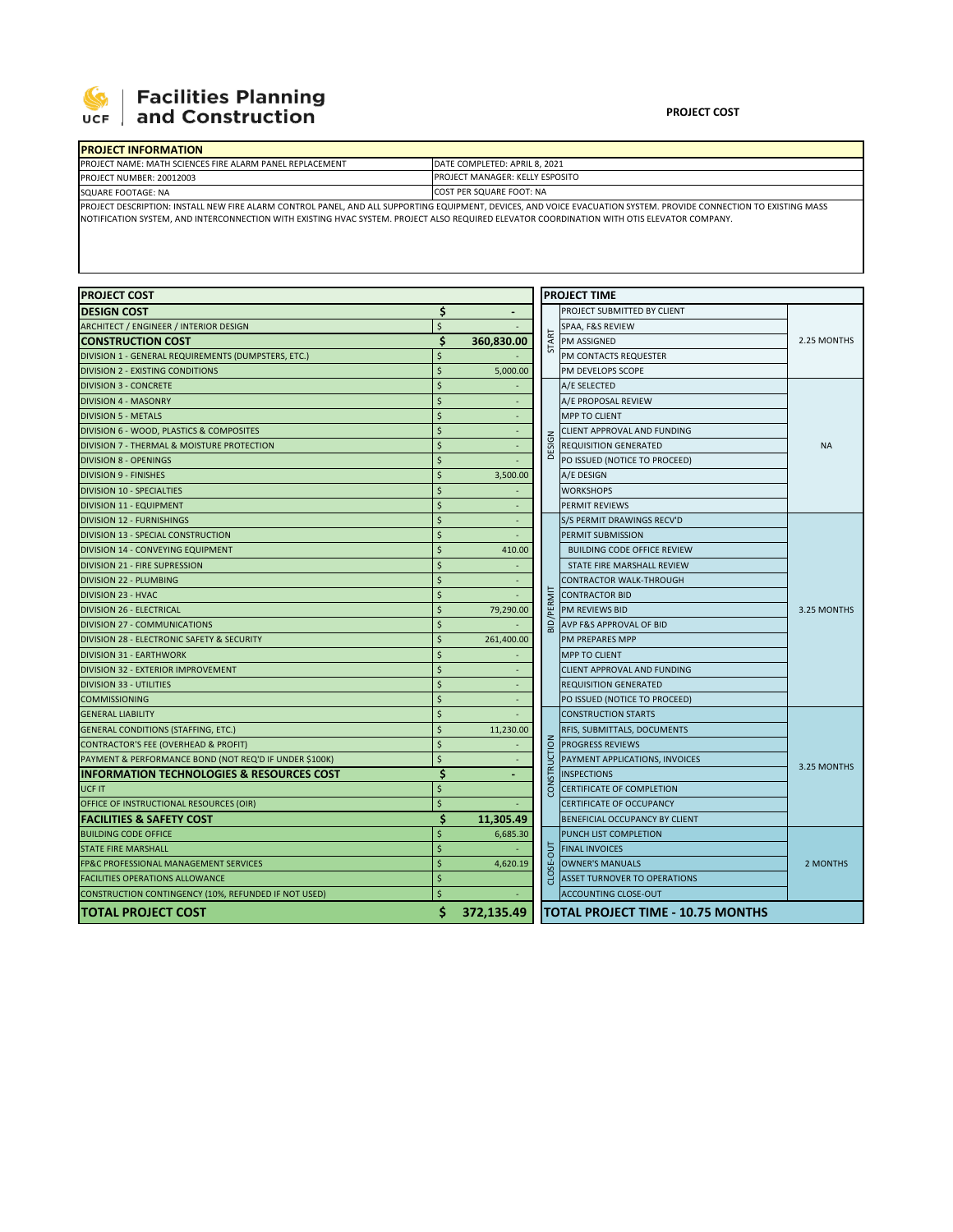**Facilities Planning and Construction**

**PROJECT COST**

| **PROJECT INFORMATION** | |
|---|---|
| PROJECT NAME: MATH SCIENCES FIRE ALARM PANEL REPLACEMENT | DATE COMPLETED: APRIL 8, 2021 |
| PROJECT NUMBER: 20012003 | PROJECT MANAGER: KELLY ESPOSITO |
| SQUARE FOOTAGE: NA | COST PER SQUARE FOOT: NA |

PROJECT DESCRIPTION: INSTALL NEW FIRE ALARM CONTROL PANEL, AND ALL SUPPORTING EQUIPMENT, DEVICES, AND VOICE EVACUATION SYSTEM. PROVIDE CONNECTION TO EXISTING MASS NOTIFICATION SYSTEM, AND INTERCONNECTION WITH EXISTING HVAC SYSTEM. PROJECT ALSO REQUIRED ELEVATOR COORDINATION WITH OTIS ELEVATOR COMPANY.

| **PROJECT COST** | | |
|---|---|---|
| **DESIGN COST** | $ | - |
| ARCHITECT / ENGINEER / INTERIOR DESIGN | $ | - |
| **CONSTRUCTION COST** | $ | 360,830.00 |
| DIVISION 1 - GENERAL REQUIREMENTS (DUMPSTERS, ETC.) | $ | - |
| DIVISION 2 - EXISTING CONDITIONS | $ | 5,000.00 |
| DIVISION 3 - CONCRETE | $ | - |
| DIVISION 4 - MASONRY | $ | - |
| DIVISION 5 - METALS | $ | - |
| DIVISION 6 - WOOD, PLASTICS & COMPOSITES | $ | - |
| DIVISION 7 - THERMAL & MOISTURE PROTECTION | $ | - |
| DIVISION 8 - OPENINGS | $ | - |
| DIVISION 9 - FINISHES | $ | 3,500.00 |
| DIVISION 10 - SPECIALTIES | $ | - |
| DIVISION 11 - EQUIPMENT | $ | - |
| DIVISION 12 - FURNISHINGS | $ | - |
| DIVISION 13 - SPECIAL CONSTRUCTION | $ | - |
| DIVISION 14 - CONVEYING EQUIPMENT | $ | 410.00 |
| DIVISION 21 - FIRE SUPRESSION | $ | - |
| DIVISION 22 - PLUMBING | $ | - |
| DIVISION 23 - HVAC | $ | - |
| DIVISION 26 - ELECTRICAL | $ | 79,290.00 |
| DIVISION 27 - COMMUNICATIONS | $ | - |
| DIVISION 28 - ELECTRONIC SAFETY & SECURITY | $ | 261,400.00 |
| DIVISION 31 - EARTHWORK | $ | - |
| DIVISION 32 - EXTERIOR IMPROVEMENT | $ | - |
| DIVISION 33 - UTILITIES | $ | - |
| COMMISSIONING | $ | - |
| GENERAL LIABILITY | $ | - |
| GENERAL CONDITIONS (STAFFING, ETC.) | $ | 11,230.00 |
| CONTRACTOR'S FEE (OVERHEAD & PROFIT) | $ | - |
| PAYMENT & PERFORMANCE BOND (NOT REQ'D IF UNDER $100K) | $ | - |
| **INFORMATION TECHNOLOGIES & RESOURCES COST** | $ | - |
| UCF IT | $ | |
| OFFICE OF INSTRUCTIONAL RESOURCES (OIR) | $ | - |
| **FACILITIES & SAFETY COST** | $ | 11,305.49 |
| BUILDING CODE OFFICE | $ | 6,685.30 |
| STATE FIRE MARSHALL | $ | - |
| FP&C PROFESSIONAL MANAGEMENT SERVICES | $ | 4,620.19 |
| FACILITIES OPERATIONS ALLOWANCE | $ | |
| CONSTRUCTION CONTINGENCY (10%, REFUNDED IF NOT USED) | $ | - |
| **TOTAL PROJECT COST** | $ | 372,135.49 |

| **PROJECT TIME** | | |
|---|---|---|
| START | PROJECT SUBMITTED BY CLIENT | 2.25 MONTHS |
| | SPAA, F&S REVIEW | |
| | PM ASSIGNED | |
| | PM CONTACTS REQUESTER | |
| | PM DEVELOPS SCOPE | |
| DESIGN | A/E SELECTED | NA |
| | A/E PROPOSAL REVIEW | |
| | MPP TO CLIENT | |
| | CLIENT APPROVAL AND FUNDING | |
| | REQUISITION GENERATED | |
| | PO ISSUED (NOTICE TO PROCEED) | |
| | A/E DESIGN | |
| | WORKSHOPS | |
| | PERMIT REVIEWS | |
| BID/PERMIT | S/S PERMIT DRAWINGS RECV'D | 3.25 MONTHS |
| | PERMIT SUBMISSION | |
| | BUILDING CODE OFFICE REVIEW | |
| | STATE FIRE MARSHALL REVIEW | |
| | CONTRACTOR WALK-THROUGH | |
| | CONTRACTOR BID | |
| | PM REVIEWS BID | |
| | AVP F&S APPROVAL OF BID | |
| | PM PREPARES MPP | |
| | MPP TO CLIENT | |
| | CLIENT APPROVAL AND FUNDING | |
| | REQUISITION GENERATED | |
| | PO ISSUED (NOTICE TO PROCEED) | |
| CONSTRUCTION | CONSTRUCTION STARTS | 3.25 MONTHS |
| | RFIS, SUBMITTALS, DOCUMENTS | |
| | PROGRESS REVIEWS | |
| | PAYMENT APPLICATIONS, INVOICES | |
| | INSPECTIONS | |
| | CERTIFICATE OF COMPLETION | |
| | CERTIFICATE OF OCCUPANCY | |
| | BENEFICIAL OCCUPANCY BY CLIENT | |
| CLOSE-OUT | PUNCH LIST COMPLETION | 2 MONTHS |
| | FINAL INVOICES | |
| | OWNER'S MANUALS | |
| | ASSET TURNOVER TO OPERATIONS | |
| | ACCOUNTING CLOSE-OUT | |
| **TOTAL PROJECT TIME - 10.75 MONTHS** | | |